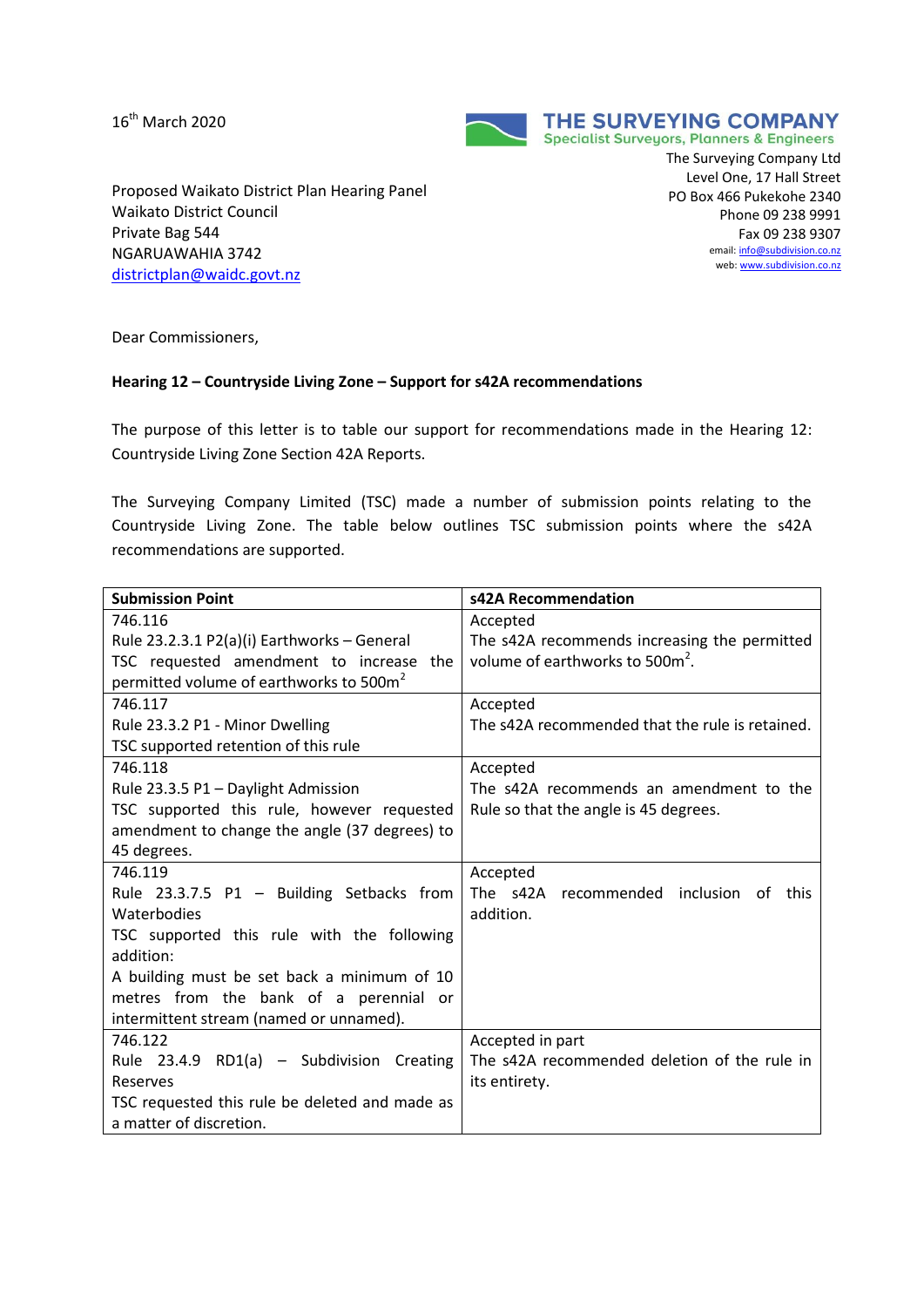16th March 2020

**THE SURVEYING COMPANY**
Specialist Surveyors, Planners & Engineers

The Surveying Company Ltd
Level One, 17 Hall Street
PO Box 466 Pukekohe 2340
Phone 09 238 9991
Fax 09 238 9307
email: info@subdivision.co.nz
web: www.subdivision.co.nz

Proposed Waikato District Plan Hearing Panel
Waikato District Council
Private Bag 544
NGARUAWAHIA 3742
districtplan@waidc.govt.nz

Dear Commissioners,

**Hearing 12 – Countryside Living Zone – Support for s42A recommendations**

The purpose of this letter is to table our support for recommendations made in the Hearing 12: Countryside Living Zone Section 42A Reports.

The Surveying Company Limited (TSC) made a number of submission points relating to the Countryside Living Zone. The table below outlines TSC submission points where the s42A recommendations are supported.

| Submission Point | s42A Recommendation |
| --- | --- |
| 746.116<br>Rule 23.2.3.1 P2(a)(i) Earthworks – General<br>TSC requested amendment to increase the permitted volume of earthworks to 500m$^2$ | Accepted<br>The s42A recommends increasing the permitted volume of earthworks to 500m$^2$. |
| 746.117<br>Rule 23.3.2 P1 - Minor Dwelling<br>TSC supported retention of this rule | Accepted<br>The s42A recommended that the rule is retained. |
| 746.118<br>Rule 23.3.5 P1 – Daylight Admission<br>TSC supported this rule, however requested amendment to change the angle (37 degrees) to 45 degrees. | Accepted<br>The s42A recommends an amendment to the Rule so that the angle is 45 degrees. |
| 746.119<br>Rule 23.3.7.5 P1 – Building Setbacks from Waterbodies<br>TSC supported this rule with the following addition:<br>A building must be set back a minimum of 10 metres from the bank of a perennial or intermittent stream (named or unnamed). | Accepted<br>The s42A recommended inclusion of this addition. |
| 746.122<br>Rule 23.4.9 RD1(a) – Subdivision Creating Reserves<br>TSC requested this rule be deleted and made as a matter of discretion. | Accepted in part<br>The s42A recommended deletion of the rule in its entirety. |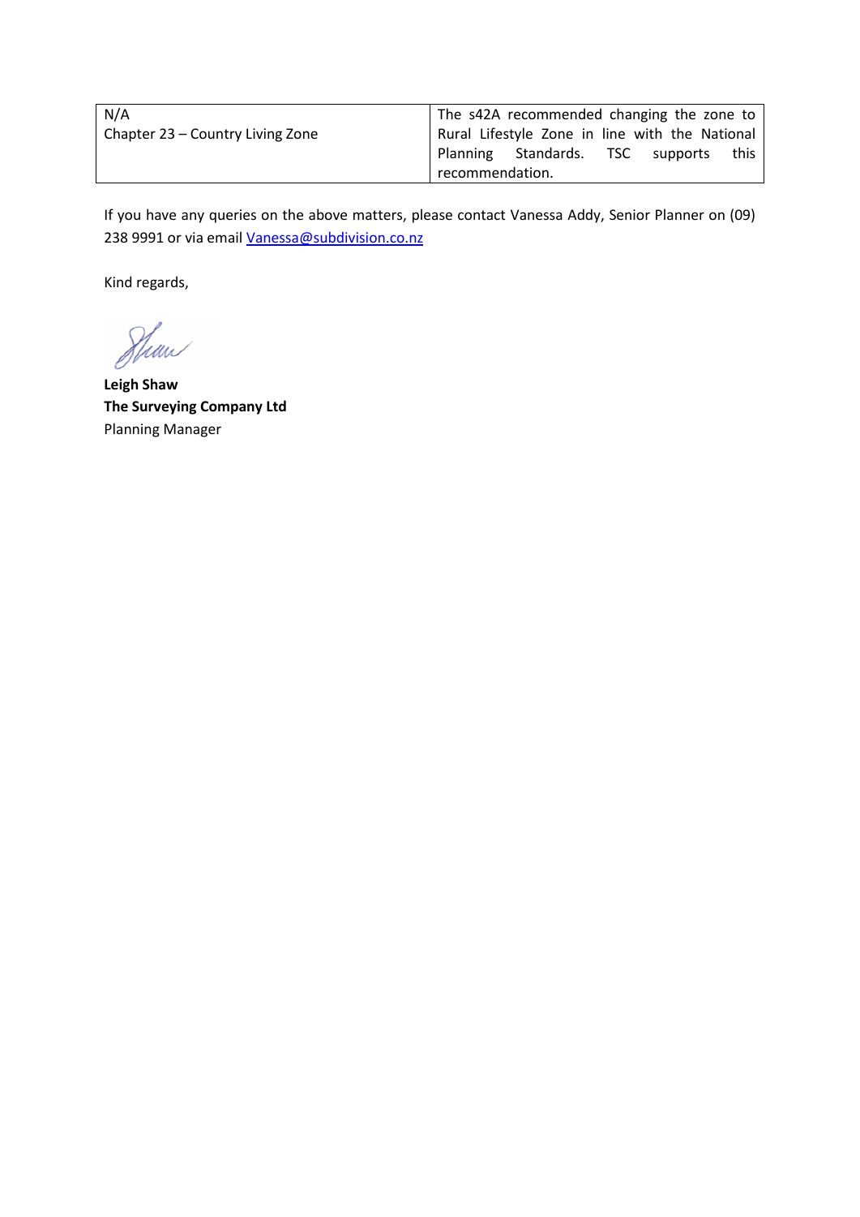| | |
|---|---|
| N/A<br>Chapter 23 – Country Living Zone | The s42A recommended changing the zone to Rural Lifestyle Zone in line with the National Planning Standards. TSC supports this recommendation. |

If you have any queries on the above matters, please contact Vanessa Addy, Senior Planner on (09) 238 9991 or via email Vanessa@subdivision.co.nz

Kind regards,

**Leigh Shaw**
**The Surveying Company Ltd**
Planning Manager